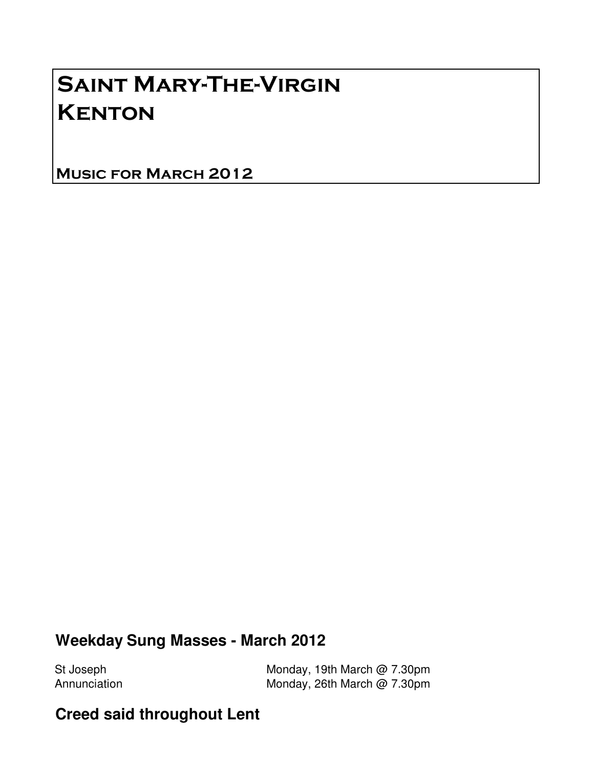# Saint Mary-The-Virgin Kenton

## Music for March 2012

## Weekday Sung Masses - March 2012

| | |
|---|---|
| St Joseph | Monday, 19th March @ 7.30pm |
| Annunciation | Monday, 26th March @ 7.30pm |

## Creed said throughout Lent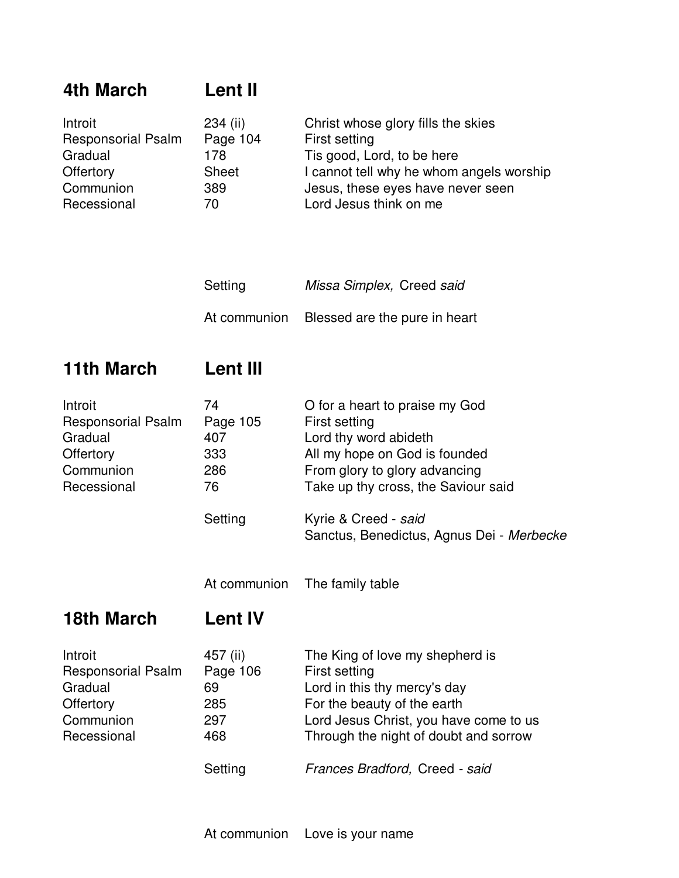## 4th March — Lent II

| | | |
|---|---|---|
| Introit | 234 (ii) | Christ whose glory fills the skies |
| Responsorial Psalm | Page 104 | First setting |
| Gradual | 178 | Tis good, Lord, to be here |
| Offertory | Sheet | I cannot tell why he whom angels worship |
| Communion | 389 | Jesus, these eyes have never seen |
| Recessional | 70 | Lord Jesus think on me |

| | |
|---|---|
| Setting | *Missa Simplex,* Creed *said* |
| At communion | Blessed are the pure in heart |

## 11th March — Lent III

| | | |
|---|---|---|
| Introit | 74 | O for a heart to praise my God |
| Responsorial Psalm | Page 105 | First setting |
| Gradual | 407 | Lord thy word abideth |
| Offertory | 333 | All my hope on God is founded |
| Communion | 286 | From glory to glory advancing |
| Recessional | 76 | Take up thy cross, the Saviour said |

| | |
|---|---|
| Setting | Kyrie & Creed - *said*<br>Sanctus, Benedictus, Agnus Dei - *Merbecke* |
| At communion | The family table |

## 18th March — Lent IV

| | | |
|---|---|---|
| Introit | 457 (ii) | The King of love my shepherd is |
| Responsorial Psalm | Page 106 | First setting |
| Gradual | 69 | Lord in this thy mercy's day |
| Offertory | 285 | For the beauty of the earth |
| Communion | 297 | Lord Jesus Christ, you have come to us |
| Recessional | 468 | Through the night of doubt and sorrow |

| | |
|---|---|
| Setting | *Frances Bradford,* Creed - *said* |
| At communion | Love is your name |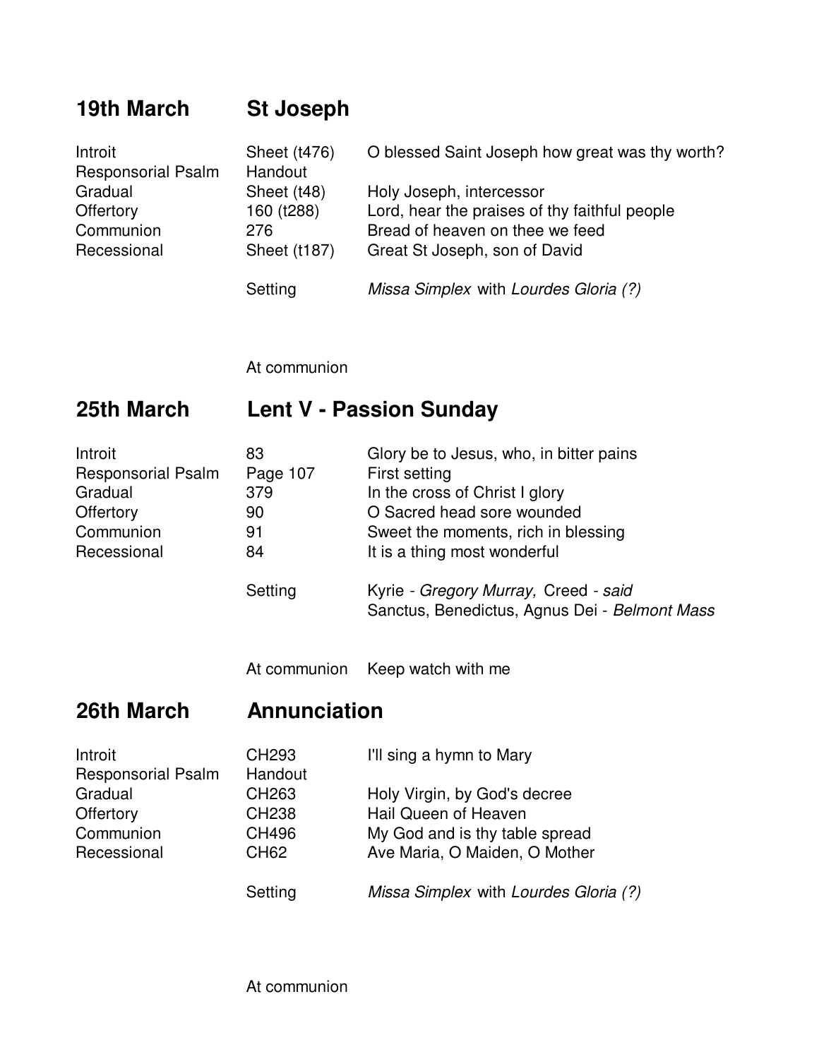## 19th March St Joseph

| | | |
|---|---|---|
| Introit | Sheet (t476) | O blessed Saint Joseph how great was thy worth? |
| Responsorial Psalm | Handout | |
| Gradual | Sheet (t48) | Holy Joseph, intercessor |
| Offertory | 160 (t288) | Lord, hear the praises of thy faithful people |
| Communion | 276 | Bread of heaven on thee we feed |
| Recessional | Sheet (t187) | Great St Joseph, son of David |
| | Setting | *Missa Simplex* with *Lourdes Gloria (?)* |
| | At communion | |

## 25th March Lent V - Passion Sunday

| | | |
|---|---|---|
| Introit | 83 | Glory be to Jesus, who, in bitter pains |
| Responsorial Psalm | Page 107 | First setting |
| Gradual | 379 | In the cross of Christ I glory |
| Offertory | 90 | O Sacred head sore wounded |
| Communion | 91 | Sweet the moments, rich in blessing |
| Recessional | 84 | It is a thing most wonderful |
| | Setting | Kyrie - *Gregory Murray,* Creed - *said*<br>Sanctus, Benedictus, Agnus Dei - *Belmont Mass* |
| | At communion | Keep watch with me |

## 26th March Annunciation

| | | |
|---|---|---|
| Introit | CH293 | I'll sing a hymn to Mary |
| Responsorial Psalm | Handout | |
| Gradual | CH263 | Holy Virgin, by God's decree |
| Offertory | CH238 | Hail Queen of Heaven |
| Communion | CH496 | My God and is thy table spread |
| Recessional | CH62 | Ave Maria, O Maiden, O Mother |
| | Setting | *Missa Simplex* with *Lourdes Gloria (?)* |
| | At communion | |